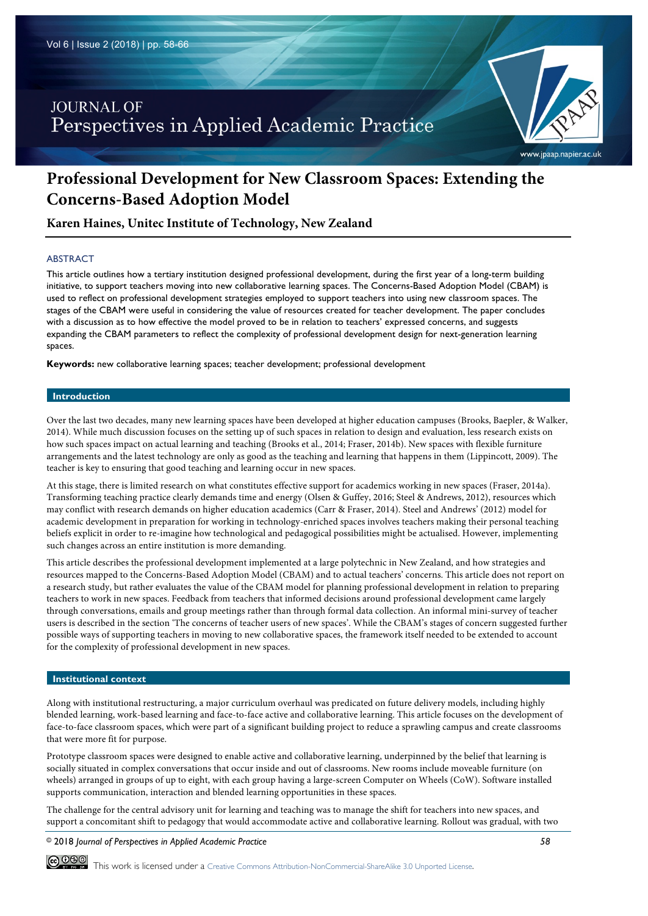# Professional Development for New Classroom Spaces: Extending the Concerns-Based Adoption Model

**Karen Haines, Unitec Institute of Technology, New Zealand**

## ABSTRACT

This article outlines how a tertiary institution designed professional development, during the first year of a long-term building initiative, to support teachers moving into new collaborative learning spaces. The Concerns-Based Adoption Model (CBAM) is used to reflect on professional development strategies employed to support teachers into using new classroom spaces. The stages of the CBAM were useful in considering the value of resources created for teacher development. The paper concludes with a discussion as to how effective the model proved to be in relation to teachers' expressed concerns, and suggests expanding the CBAM parameters to reflect the complexity of professional development design for next-generation learning spaces.

**Keywords:** new collaborative learning spaces; teacher development; professional development

## Introduction

Over the last two decades, many new learning spaces have been developed at higher education campuses (Brooks, Baepler, & Walker, 2014). While much discussion focuses on the setting up of such spaces in relation to design and evaluation, less research exists on how such spaces impact on actual learning and teaching (Brooks et al., 2014; Fraser, 2014b). New spaces with flexible furniture arrangements and the latest technology are only as good as the teaching and learning that happens in them (Lippincott, 2009). The teacher is key to ensuring that good teaching and learning occur in new spaces.

At this stage, there is limited research on what constitutes effective support for academics working in new spaces (Fraser, 2014a). Transforming teaching practice clearly demands time and energy (Olsen & Guffey, 2016; Steel & Andrews, 2012), resources which may conflict with research demands on higher education academics (Carr & Fraser, 2014). Steel and Andrews' (2012) model for academic development in preparation for working in technology-enriched spaces involves teachers making their personal teaching beliefs explicit in order to re-imagine how technological and pedagogical possibilities might be actualised. However, implementing such changes across an entire institution is more demanding.

This article describes the professional development implemented at a large polytechnic in New Zealand, and how strategies and resources mapped to the Concerns-Based Adoption Model (CBAM) and to actual teachers' concerns. This article does not report on a research study, but rather evaluates the value of the CBAM model for planning professional development in relation to preparing teachers to work in new spaces. Feedback from teachers that informed decisions around professional development came largely through conversations, emails and group meetings rather than through formal data collection. An informal mini-survey of teacher users is described in the section 'The concerns of teacher users of new spaces'. While the CBAM's stages of concern suggested further possible ways of supporting teachers in moving to new collaborative spaces, the framework itself needed to be extended to account for the complexity of professional development in new spaces.

## Institutional context

Along with institutional restructuring, a major curriculum overhaul was predicated on future delivery models, including highly blended learning, work-based learning and face-to-face active and collaborative learning. This article focuses on the development of face-to-face classroom spaces, which were part of a significant building project to reduce a sprawling campus and create classrooms that were more fit for purpose.

Prototype classroom spaces were designed to enable active and collaborative learning, underpinned by the belief that learning is socially situated in complex conversations that occur inside and out of classrooms. New rooms include moveable furniture (on wheels) arranged in groups of up to eight, with each group having a large-screen Computer on Wheels (CoW). Software installed supports communication, interaction and blended learning opportunities in these spaces.

The challenge for the central advisory unit for learning and teaching was to manage the shift for teachers into new spaces, and support a concomitant shift to pedagogy that would accommodate active and collaborative learning. Rollout was gradual, with two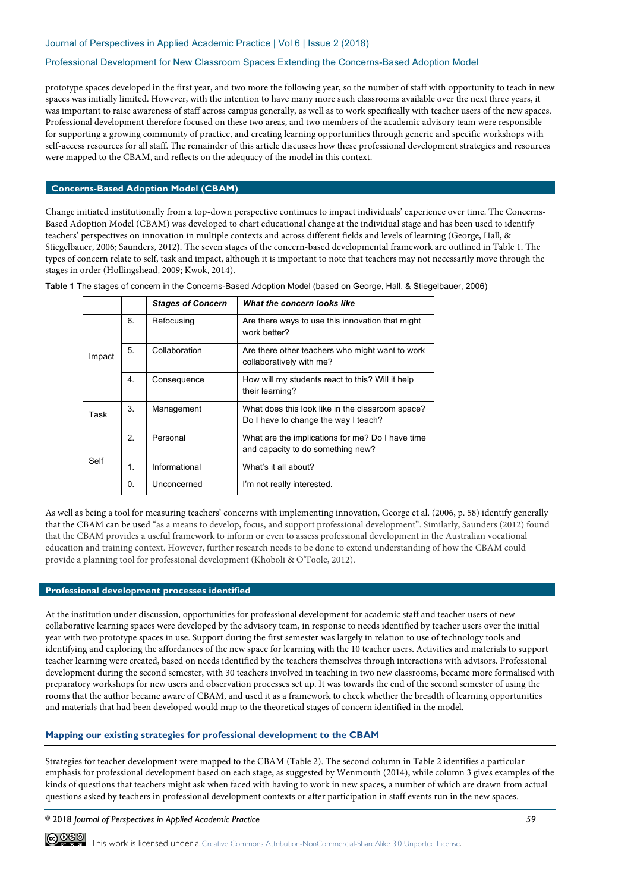prototype spaces developed in the first year, and two more the following year, so the number of staff with opportunity to teach in new spaces was initially limited. However, with the intention to have many more such classrooms available over the next three years, it was important to raise awareness of staff across campus generally, as well as to work specifically with teacher users of the new spaces. Professional development therefore focused on these two areas, and two members of the academic advisory team were responsible for supporting a growing community of practice, and creating learning opportunities through generic and specific workshops with self-access resources for all staff. The remainder of this article discusses how these professional development strategies and resources were mapped to the CBAM, and reflects on the adequacy of the model in this context.

## Concerns-Based Adoption Model (CBAM)

Change initiated institutionally from a top-down perspective continues to impact individuals' experience over time. The Concerns-Based Adoption Model (CBAM) was developed to chart educational change at the individual stage and has been used to identify teachers' perspectives on innovation in multiple contexts and across different fields and levels of learning (George, Hall, & Stiegelbauer, 2006; Saunders, 2012). The seven stages of the concern-based developmental framework are outlined in Table 1. The types of concern relate to self, task and impact, although it is important to note that teachers may not necessarily move through the stages in order (Hollingshead, 2009; Kwok, 2014).

**Table 1** The stages of concern in the Concerns-Based Adoption Model (based on George, Hall, & Stiegelbauer, 2006)

| | | ***Stages of Concern*** | ***What the concern looks like*** |
|---|---|---|---|
| Impact | 6. | Refocusing | Are there ways to use this innovation that might work better? |
| | 5. | Collaboration | Are there other teachers who might want to work collaboratively with me? |
| | 4. | Consequence | How will my students react to this? Will it help their learning? |
| Task | 3. | Management | What does this look like in the classroom space? Do I have to change the way I teach? |
| Self | 2. | Personal | What are the implications for me? Do I have time and capacity to do something new? |
| | 1. | Informational | What's it all about? |
| | 0. | Unconcerned | I'm not really interested. |

As well as being a tool for measuring teachers' concerns with implementing innovation, George et al. (2006, p. 58) identify generally that the CBAM can be used "as a means to develop, focus, and support professional development". Similarly, Saunders (2012) found that the CBAM provides a useful framework to inform or even to assess professional development in the Australian vocational education and training context. However, further research needs to be done to extend understanding of how the CBAM could provide a planning tool for professional development (Khoboli & O'Toole, 2012).

## Professional development processes identified

At the institution under discussion, opportunities for professional development for academic staff and teacher users of new collaborative learning spaces were developed by the advisory team, in response to needs identified by teacher users over the initial year with two prototype spaces in use. Support during the first semester was largely in relation to use of technology tools and identifying and exploring the affordances of the new space for learning with the 10 teacher users. Activities and materials to support teacher learning were created, based on needs identified by the teachers themselves through interactions with advisors. Professional development during the second semester, with 30 teachers involved in teaching in two new classrooms, became more formalised with preparatory workshops for new users and observation processes set up. It was towards the end of the second semester of using the rooms that the author became aware of CBAM, and used it as a framework to check whether the breadth of learning opportunities and materials that had been developed would map to the theoretical stages of concern identified in the model.

### Mapping our existing strategies for professional development to the CBAM

Strategies for teacher development were mapped to the CBAM (Table 2). The second column in Table 2 identifies a particular emphasis for professional development based on each stage, as suggested by Wenmouth (2014), while column 3 gives examples of the kinds of questions that teachers might ask when faced with having to work in new spaces, a number of which are drawn from actual questions asked by teachers in professional development contexts or after participation in staff events run in the new spaces.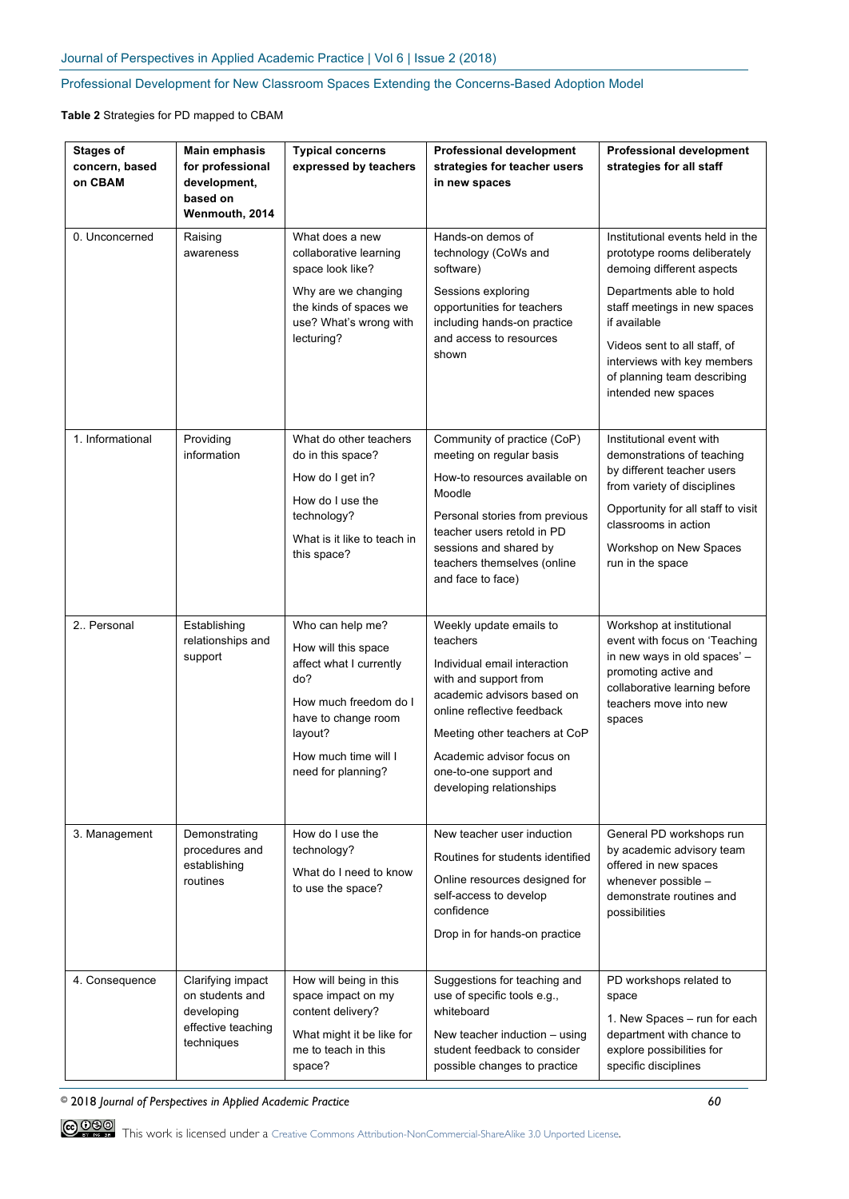**Table 2** Strategies for PD mapped to CBAM

| Stages of concern, based on CBAM | Main emphasis for professional development, based on Wenmouth, 2014 | Typical concerns expressed by teachers | Professional development strategies for teacher users in new spaces | Professional development strategies for all staff |
|---|---|---|---|---|
| 0. Unconcerned | Raising awareness | What does a new collaborative learning space look like?<br><br>Why are we changing the kinds of spaces we use? What's wrong with lecturing? | Hands-on demos of technology (CoWs and software)<br><br>Sessions exploring opportunities for teachers including hands-on practice and access to resources shown | Institutional events held in the prototype rooms deliberately demoing different aspects<br><br>Departments able to hold staff meetings in new spaces if available<br><br>Videos sent to all staff, of interviews with key members of planning team describing intended new spaces |
| 1. Informational | Providing information | What do other teachers do in this space?<br><br>How do I get in?<br><br>How do I use the technology?<br><br>What is it like to teach in this space? | Community of practice (CoP) meeting on regular basis<br><br>How-to resources available on Moodle<br><br>Personal stories from previous teacher users retold in PD sessions and shared by teachers themselves (online and face to face) | Institutional event with demonstrations of teaching by different teacher users from variety of disciplines<br><br>Opportunity for all staff to visit classrooms in action<br><br>Workshop on New Spaces run in the space |
| 2.. Personal | Establishing relationships and support | Who can help me?<br><br>How will this space affect what I currently do?<br><br>How much freedom do I have to change room layout?<br><br>How much time will I need for planning? | Weekly update emails to teachers<br><br>Individual email interaction with and support from academic advisors based on online reflective feedback<br><br>Meeting other teachers at CoP<br><br>Academic advisor focus on one-to-one support and developing relationships | Workshop at institutional event with focus on 'Teaching in new ways in old spaces' – promoting active and collaborative learning before teachers move into new spaces |
| 3. Management | Demonstrating procedures and establishing routines | How do I use the technology?<br><br>What do I need to know to use the space? | New teacher user induction<br><br>Routines for students identified<br><br>Online resources designed for self-access to develop confidence<br><br>Drop in for hands-on practice | General PD workshops run by academic advisory team offered in new spaces whenever possible – demonstrate routines and possibilities |
| 4. Consequence | Clarifying impact on students and developing effective teaching techniques | How will being in this space impact on my content delivery?<br><br>What might it be like for me to teach in this space? | Suggestions for teaching and use of specific tools e.g., whiteboard<br><br>New teacher induction – using student feedback to consider possible changes to practice | PD workshops related to space<br><br>1. New Spaces – run for each department with chance to explore possibilities for specific disciplines |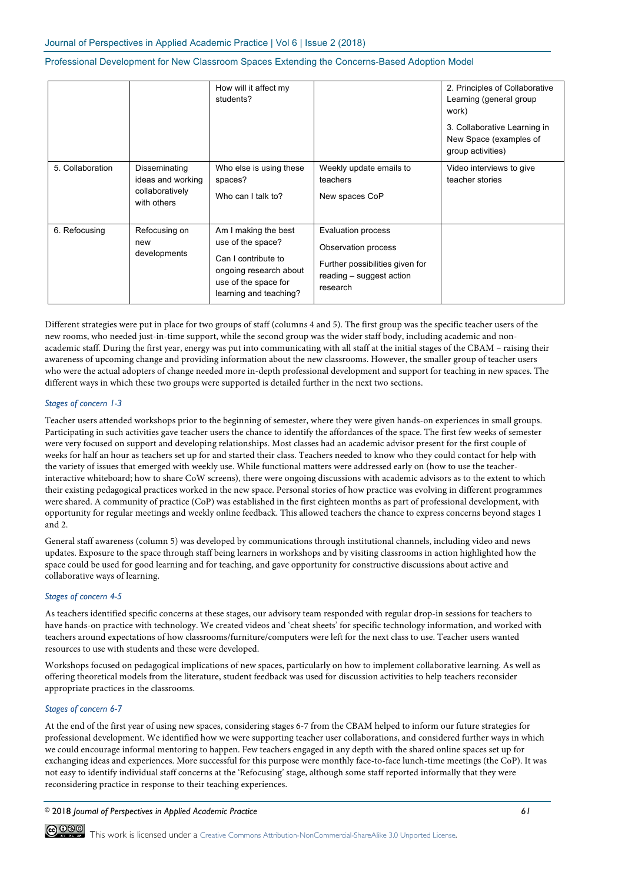| | | How will it affect my students? | | 2. Principles of Collaborative Learning (general group work)<br><br>3. Collaborative Learning in New Space (examples of group activities) |
|---|---|---|---|---|
| 5. Collaboration | Disseminating ideas and working collaboratively with others | Who else is using these spaces?<br><br>Who can I talk to? | Weekly update emails to teachers<br><br>New spaces CoP | Video interviews to give teacher stories |
| 6. Refocusing | Refocusing on new developments | Am I making the best use of the space?<br><br>Can I contribute to ongoing research about use of the space for learning and teaching? | Evaluation process<br><br>Observation process<br><br>Further possibilities given for reading – suggest action research | |

Different strategies were put in place for two groups of staff (columns 4 and 5). The first group was the specific teacher users of the new rooms, who needed just-in-time support, while the second group was the wider staff body, including academic and non-academic staff. During the first year, energy was put into communicating with all staff at the initial stages of the CBAM – raising their awareness of upcoming change and providing information about the new classrooms. However, the smaller group of teacher users who were the actual adopters of change needed more in-depth professional development and support for teaching in new spaces. The different ways in which these two groups were supported is detailed further in the next two sections.

*Stages of concern 1-3*

Teacher users attended workshops prior to the beginning of semester, where they were given hands-on experiences in small groups. Participating in such activities gave teacher users the chance to identify the affordances of the space. The first few weeks of semester were very focused on support and developing relationships. Most classes had an academic advisor present for the first couple of weeks for half an hour as teachers set up for and started their class. Teachers needed to know who they could contact for help with the variety of issues that emerged with weekly use. While functional matters were addressed early on (how to use the teacher-interactive whiteboard; how to share CoW screens), there were ongoing discussions with academic advisors as to the extent to which their existing pedagogical practices worked in the new space. Personal stories of how practice was evolving in different programmes were shared. A community of practice (CoP) was established in the first eighteen months as part of professional development, with opportunity for regular meetings and weekly online feedback. This allowed teachers the chance to express concerns beyond stages 1 and 2.

General staff awareness (column 5) was developed by communications through institutional channels, including video and news updates. Exposure to the space through staff being learners in workshops and by visiting classrooms in action highlighted how the space could be used for good learning and for teaching, and gave opportunity for constructive discussions about active and collaborative ways of learning.

*Stages of concern 4-5*

As teachers identified specific concerns at these stages, our advisory team responded with regular drop-in sessions for teachers to have hands-on practice with technology. We created videos and 'cheat sheets' for specific technology information, and worked with teachers around expectations of how classrooms/furniture/computers were left for the next class to use. Teacher users wanted resources to use with students and these were developed.

Workshops focused on pedagogical implications of new spaces, particularly on how to implement collaborative learning. As well as offering theoretical models from the literature, student feedback was used for discussion activities to help teachers reconsider appropriate practices in the classrooms.

*Stages of concern 6-7*

At the end of the first year of using new spaces, considering stages 6-7 from the CBAM helped to inform our future strategies for professional development. We identified how we were supporting teacher user collaborations, and considered further ways in which we could encourage informal mentoring to happen. Few teachers engaged in any depth with the shared online spaces set up for exchanging ideas and experiences. More successful for this purpose were monthly face-to-face lunch-time meetings (the CoP). It was not easy to identify individual staff concerns at the 'Refocusing' stage, although some staff reported informally that they were reconsidering practice in response to their teaching experiences.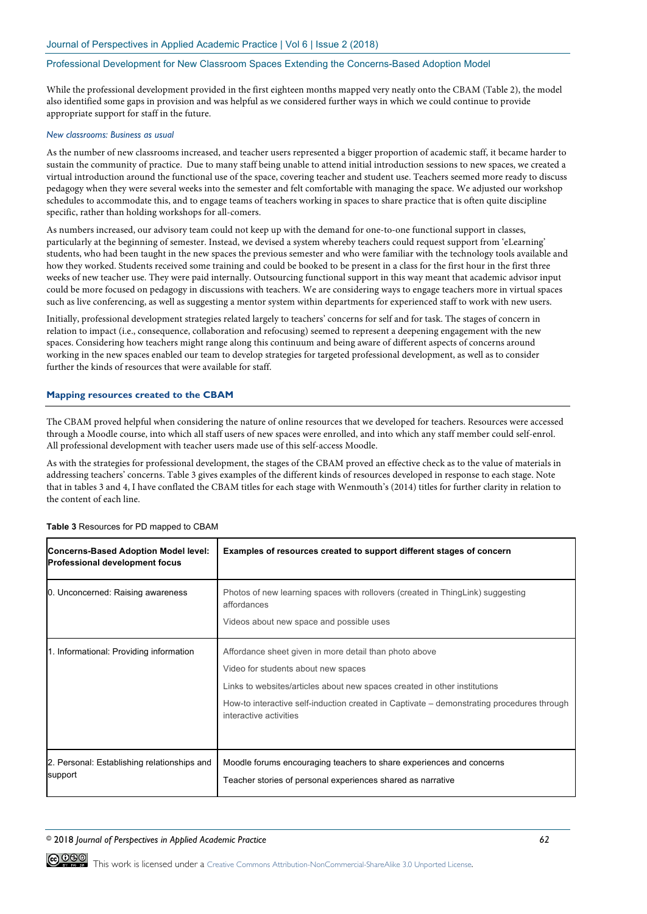While the professional development provided in the first eighteen months mapped very neatly onto the CBAM (Table 2), the model also identified some gaps in provision and was helpful as we considered further ways in which we could continue to provide appropriate support for staff in the future.

*New classrooms: Business as usual*

As the number of new classrooms increased, and teacher users represented a bigger proportion of academic staff, it became harder to sustain the community of practice. Due to many staff being unable to attend initial introduction sessions to new spaces, we created a virtual introduction around the functional use of the space, covering teacher and student use. Teachers seemed more ready to discuss pedagogy when they were several weeks into the semester and felt comfortable with managing the space. We adjusted our workshop schedules to accommodate this, and to engage teams of teachers working in spaces to share practice that is often quite discipline specific, rather than holding workshops for all-comers.

As numbers increased, our advisory team could not keep up with the demand for one-to-one functional support in classes, particularly at the beginning of semester. Instead, we devised a system whereby teachers could request support from 'eLearning' students, who had been taught in the new spaces the previous semester and who were familiar with the technology tools available and how they worked. Students received some training and could be booked to be present in a class for the first hour in the first three weeks of new teacher use. They were paid internally. Outsourcing functional support in this way meant that academic advisor input could be more focused on pedagogy in discussions with teachers. We are considering ways to engage teachers more in virtual spaces such as live conferencing, as well as suggesting a mentor system within departments for experienced staff to work with new users.

Initially, professional development strategies related largely to teachers' concerns for self and for task. The stages of concern in relation to impact (i.e., consequence, collaboration and refocusing) seemed to represent a deepening engagement with the new spaces. Considering how teachers might range along this continuum and being aware of different aspects of concerns around working in the new spaces enabled our team to develop strategies for targeted professional development, as well as to consider further the kinds of resources that were available for staff.

## Mapping resources created to the CBAM

The CBAM proved helpful when considering the nature of online resources that we developed for teachers. Resources were accessed through a Moodle course, into which all staff users of new spaces were enrolled, and into which any staff member could self-enrol. All professional development with teacher users made use of this self-access Moodle.

As with the strategies for professional development, the stages of the CBAM proved an effective check as to the value of materials in addressing teachers' concerns. Table 3 gives examples of the different kinds of resources developed in response to each stage. Note that in tables 3 and 4, I have conflated the CBAM titles for each stage with Wenmouth's (2014) titles for further clarity in relation to the content of each line.

**Table 3** Resources for PD mapped to CBAM

| Concerns-Based Adoption Model level: Professional development focus | Examples of resources created to support different stages of concern |
|---|---|
| 0. Unconcerned: Raising awareness | Photos of new learning spaces with rollovers (created in ThingLink) suggesting affordances<br><br>Videos about new space and possible uses |
| 1. Informational: Providing information | Affordance sheet given in more detail than photo above<br><br>Video for students about new spaces<br><br>Links to websites/articles about new spaces created in other institutions<br><br>How-to interactive self-induction created in Captivate – demonstrating procedures through interactive activities |
| 2. Personal: Establishing relationships and support | Moodle forums encouraging teachers to share experiences and concerns<br><br>Teacher stories of personal experiences shared as narrative |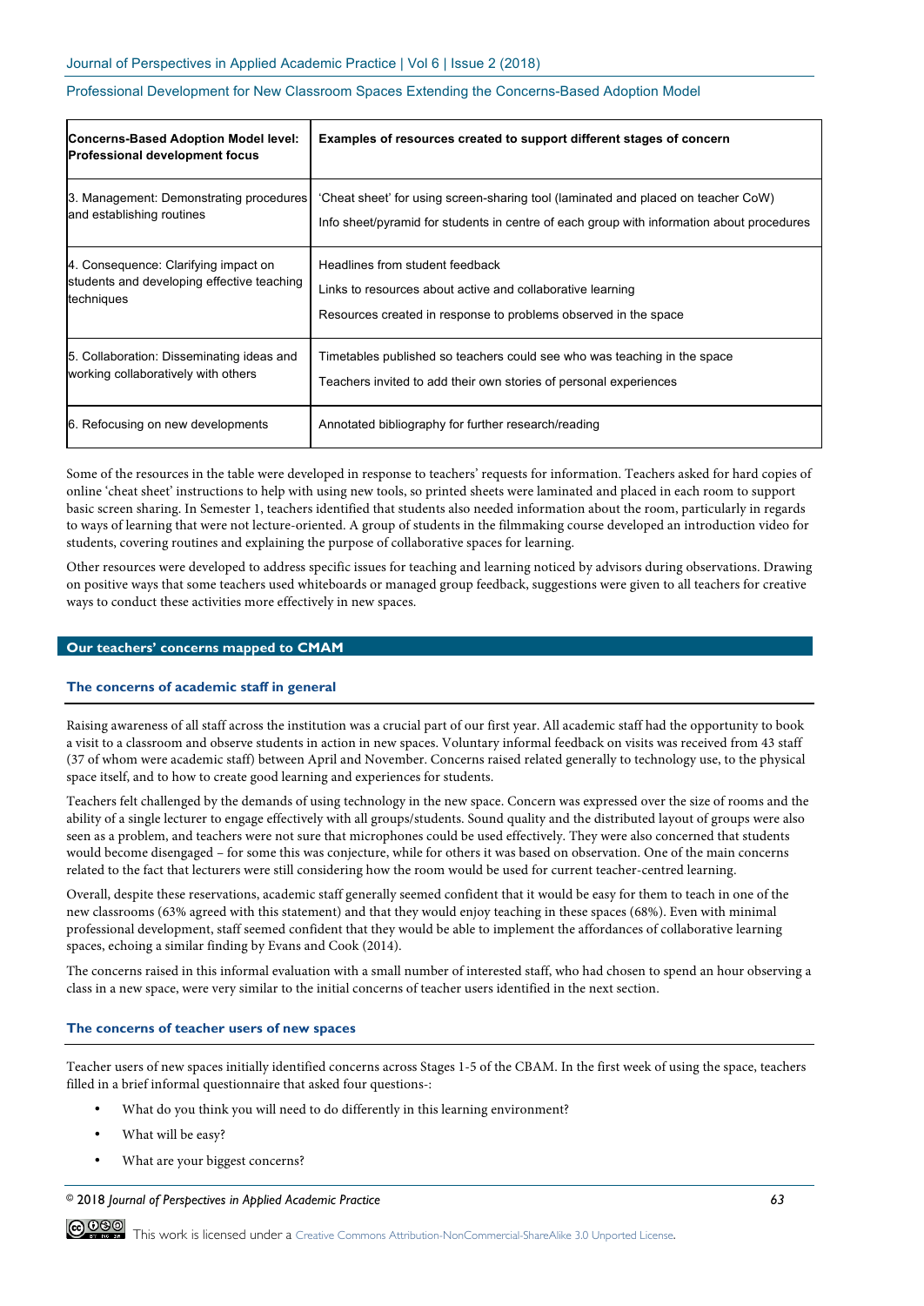| Concerns-Based Adoption Model level: Professional development focus | Examples of resources created to support different stages of concern |
| --- | --- |
| 3. Management: Demonstrating procedures and establishing routines | 'Cheat sheet' for using screen-sharing tool (laminated and placed on teacher CoW)<br>Info sheet/pyramid for students in centre of each group with information about procedures |
| 4. Consequence: Clarifying impact on students and developing effective teaching techniques | Headlines from student feedback<br>Links to resources about active and collaborative learning<br>Resources created in response to problems observed in the space |
| 5. Collaboration: Disseminating ideas and working collaboratively with others | Timetables published so teachers could see who was teaching in the space<br>Teachers invited to add their own stories of personal experiences |
| 6. Refocusing on new developments | Annotated bibliography for further research/reading |

Some of the resources in the table were developed in response to teachers' requests for information. Teachers asked for hard copies of online 'cheat sheet' instructions to help with using new tools, so printed sheets were laminated and placed in each room to support basic screen sharing. In Semester 1, teachers identified that students also needed information about the room, particularly in regards to ways of learning that were not lecture-oriented. A group of students in the filmmaking course developed an introduction video for students, covering routines and explaining the purpose of collaborative spaces for learning.

Other resources were developed to address specific issues for teaching and learning noticed by advisors during observations. Drawing on positive ways that some teachers used whiteboards or managed group feedback, suggestions were given to all teachers for creative ways to conduct these activities more effectively in new spaces.

## Our teachers' concerns mapped to CMAM

### The concerns of academic staff in general

Raising awareness of all staff across the institution was a crucial part of our first year. All academic staff had the opportunity to book a visit to a classroom and observe students in action in new spaces. Voluntary informal feedback on visits was received from 43 staff (37 of whom were academic staff) between April and November. Concerns raised related generally to technology use, to the physical space itself, and to how to create good learning and experiences for students.

Teachers felt challenged by the demands of using technology in the new space. Concern was expressed over the size of rooms and the ability of a single lecturer to engage effectively with all groups/students. Sound quality and the distributed layout of groups were also seen as a problem, and teachers were not sure that microphones could be used effectively. They were also concerned that students would become disengaged – for some this was conjecture, while for others it was based on observation. One of the main concerns related to the fact that lecturers were still considering how the room would be used for current teacher-centred learning.

Overall, despite these reservations, academic staff generally seemed confident that it would be easy for them to teach in one of the new classrooms (63% agreed with this statement) and that they would enjoy teaching in these spaces (68%). Even with minimal professional development, staff seemed confident that they would be able to implement the affordances of collaborative learning spaces, echoing a similar finding by Evans and Cook (2014).

The concerns raised in this informal evaluation with a small number of interested staff, who had chosen to spend an hour observing a class in a new space, were very similar to the initial concerns of teacher users identified in the next section.

### The concerns of teacher users of new spaces

Teacher users of new spaces initially identified concerns across Stages 1-5 of the CBAM. In the first week of using the space, teachers filled in a brief informal questionnaire that asked four questions-:

- What do you think you will need to do differently in this learning environment?
- What will be easy?
- What are your biggest concerns?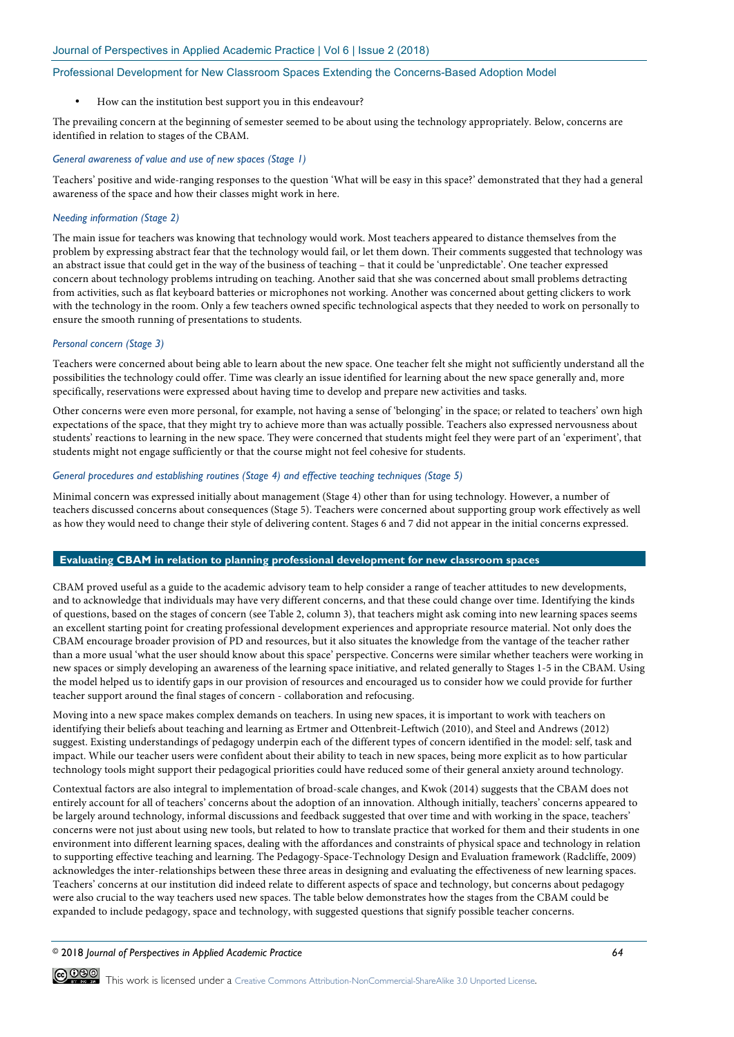- How can the institution best support you in this endeavour?

The prevailing concern at the beginning of semester seemed to be about using the technology appropriately. Below, concerns are identified in relation to stages of the CBAM.

*General awareness of value and use of new spaces (Stage 1)*

Teachers' positive and wide-ranging responses to the question 'What will be easy in this space?' demonstrated that they had a general awareness of the space and how their classes might work in here.

*Needing information (Stage 2)*

The main issue for teachers was knowing that technology would work. Most teachers appeared to distance themselves from the problem by expressing abstract fear that the technology would fail, or let them down. Their comments suggested that technology was an abstract issue that could get in the way of the business of teaching – that it could be 'unpredictable'. One teacher expressed concern about technology problems intruding on teaching. Another said that she was concerned about small problems detracting from activities, such as flat keyboard batteries or microphones not working. Another was concerned about getting clickers to work with the technology in the room. Only a few teachers owned specific technological aspects that they needed to work on personally to ensure the smooth running of presentations to students.

*Personal concern (Stage 3)*

Teachers were concerned about being able to learn about the new space. One teacher felt she might not sufficiently understand all the possibilities the technology could offer. Time was clearly an issue identified for learning about the new space generally and, more specifically, reservations were expressed about having time to develop and prepare new activities and tasks.

Other concerns were even more personal, for example, not having a sense of 'belonging' in the space; or related to teachers' own high expectations of the space, that they might try to achieve more than was actually possible. Teachers also expressed nervousness about students' reactions to learning in the new space. They were concerned that students might feel they were part of an 'experiment', that students might not engage sufficiently or that the course might not feel cohesive for students.

*General procedures and establishing routines (Stage 4) and effective teaching techniques (Stage 5)*

Minimal concern was expressed initially about management (Stage 4) other than for using technology. However, a number of teachers discussed concerns about consequences (Stage 5). Teachers were concerned about supporting group work effectively as well as how they would need to change their style of delivering content. Stages 6 and 7 did not appear in the initial concerns expressed.

## Evaluating CBAM in relation to planning professional development for new classroom spaces

CBAM proved useful as a guide to the academic advisory team to help consider a range of teacher attitudes to new developments, and to acknowledge that individuals may have very different concerns, and that these could change over time. Identifying the kinds of questions, based on the stages of concern (see Table 2, column 3), that teachers might ask coming into new learning spaces seems an excellent starting point for creating professional development experiences and appropriate resource material. Not only does the CBAM encourage broader provision of PD and resources, but it also situates the knowledge from the vantage of the teacher rather than a more usual 'what the user should know about this space' perspective. Concerns were similar whether teachers were working in new spaces or simply developing an awareness of the learning space initiative, and related generally to Stages 1-5 in the CBAM. Using the model helped us to identify gaps in our provision of resources and encouraged us to consider how we could provide for further teacher support around the final stages of concern - collaboration and refocusing.

Moving into a new space makes complex demands on teachers. In using new spaces, it is important to work with teachers on identifying their beliefs about teaching and learning as Ertmer and Ottenbreit-Leftwich (2010), and Steel and Andrews (2012) suggest. Existing understandings of pedagogy underpin each of the different types of concern identified in the model: self, task and impact. While our teacher users were confident about their ability to teach in new spaces, being more explicit as to how particular technology tools might support their pedagogical priorities could have reduced some of their general anxiety around technology.

Contextual factors are also integral to implementation of broad-scale changes, and Kwok (2014) suggests that the CBAM does not entirely account for all of teachers' concerns about the adoption of an innovation. Although initially, teachers' concerns appeared to be largely around technology, informal discussions and feedback suggested that over time and with working in the space, teachers' concerns were not just about using new tools, but related to how to translate practice that worked for them and their students in one environment into different learning spaces, dealing with the affordances and constraints of physical space and technology in relation to supporting effective teaching and learning. The Pedagogy-Space-Technology Design and Evaluation framework (Radcliffe, 2009) acknowledges the inter-relationships between these three areas in designing and evaluating the effectiveness of new learning spaces. Teachers' concerns at our institution did indeed relate to different aspects of space and technology, but concerns about pedagogy were also crucial to the way teachers used new spaces. The table below demonstrates how the stages from the CBAM could be expanded to include pedagogy, space and technology, with suggested questions that signify possible teacher concerns.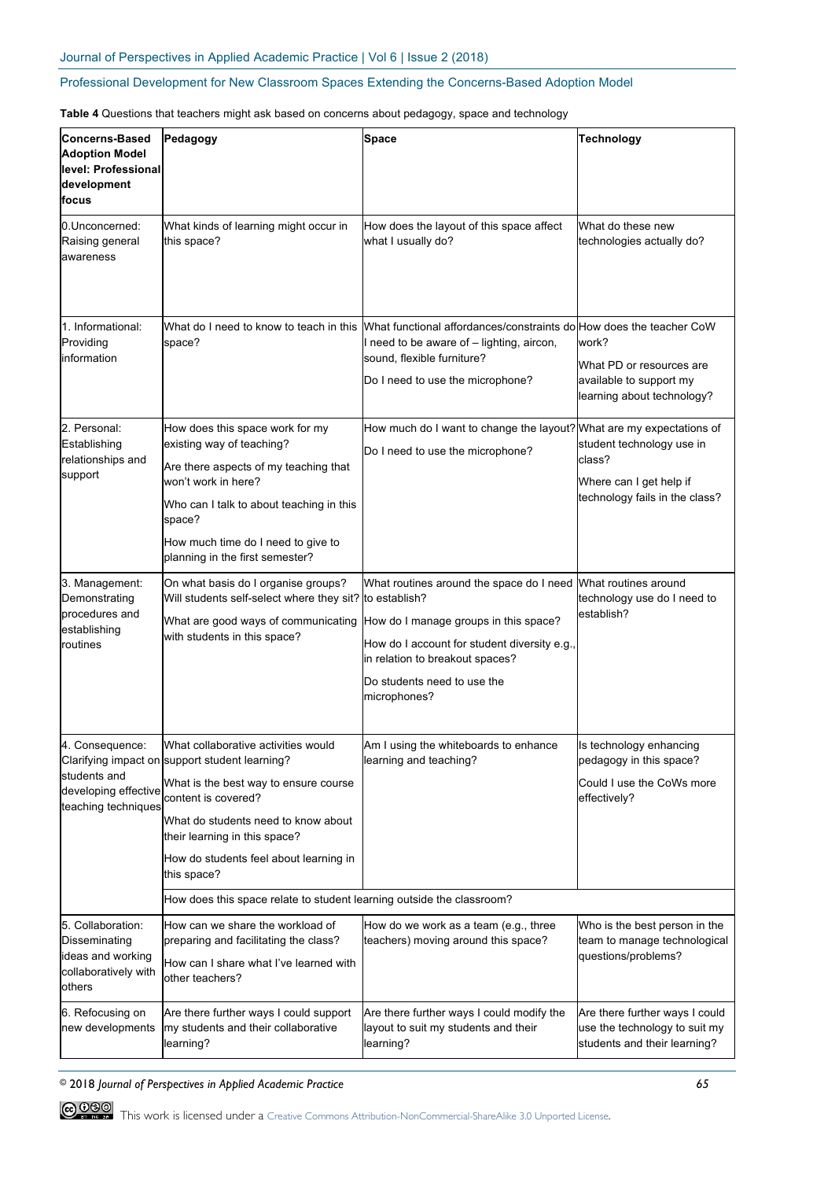**Table 4** Questions that teachers might ask based on concerns about pedagogy, space and technology

| Concerns-Based Adoption Model level: Professional development focus | Pedagogy | Space | Technology |
|---|---|---|---|
| 0.Unconcerned: Raising general awareness | What kinds of learning might occur in this space? | How does the layout of this space affect what I usually do? | What do these new technologies actually do? |
| 1. Informational: Providing information | What do I need to know to teach in this space? | What functional affordances/constraints do I need to be aware of – lighting, aircon, sound, flexible furniture? Do I need to use the microphone? | How does the teacher CoW work? What PD or resources are available to support my learning about technology? |
| 2. Personal: Establishing relationships and support | How does this space work for my existing way of teaching? Are there aspects of my teaching that won't work in here? Who can I talk to about teaching in this space? How much time do I need to give to planning in the first semester? | How much do I want to change the layout? Do I need to use the microphone? | What are my expectations of student technology use in class? Where can I get help if technology fails in the class? |
| 3. Management: Demonstrating procedures and establishing routines | On what basis do I organise groups? Will students self-select where they sit? What are good ways of communicating with students in this space? | What routines around the space do I need to establish? How do I manage groups in this space? How do I account for student diversity e.g., in relation to breakout spaces? Do students need to use the microphones? | What routines around technology use do I need to establish? |
| 4. Consequence: Clarifying impact on students and developing effective teaching techniques | What collaborative activities would support student learning? What is the best way to ensure course content is covered? What do students need to know about their learning in this space? How do students feel about learning in this space? | Am I using the whiteboards to enhance learning and teaching? | Is technology enhancing pedagogy in this space? Could I use the CoWs more effectively? |
| | How does this space relate to student learning outside the classroom? | | |
| 5. Collaboration: Disseminating ideas and working collaboratively with others | How can we share the workload of preparing and facilitating the class? How can I share what I've learned with other teachers? | How do we work as a team (e.g., three teachers) moving around this space? | Who is the best person in the team to manage technological questions/problems? |
| 6. Refocusing on new developments | Are there further ways I could support my students and their collaborative learning? | Are there further ways I could modify the layout to suit my students and their learning? | Are there further ways I could use the technology to suit my students and their learning? |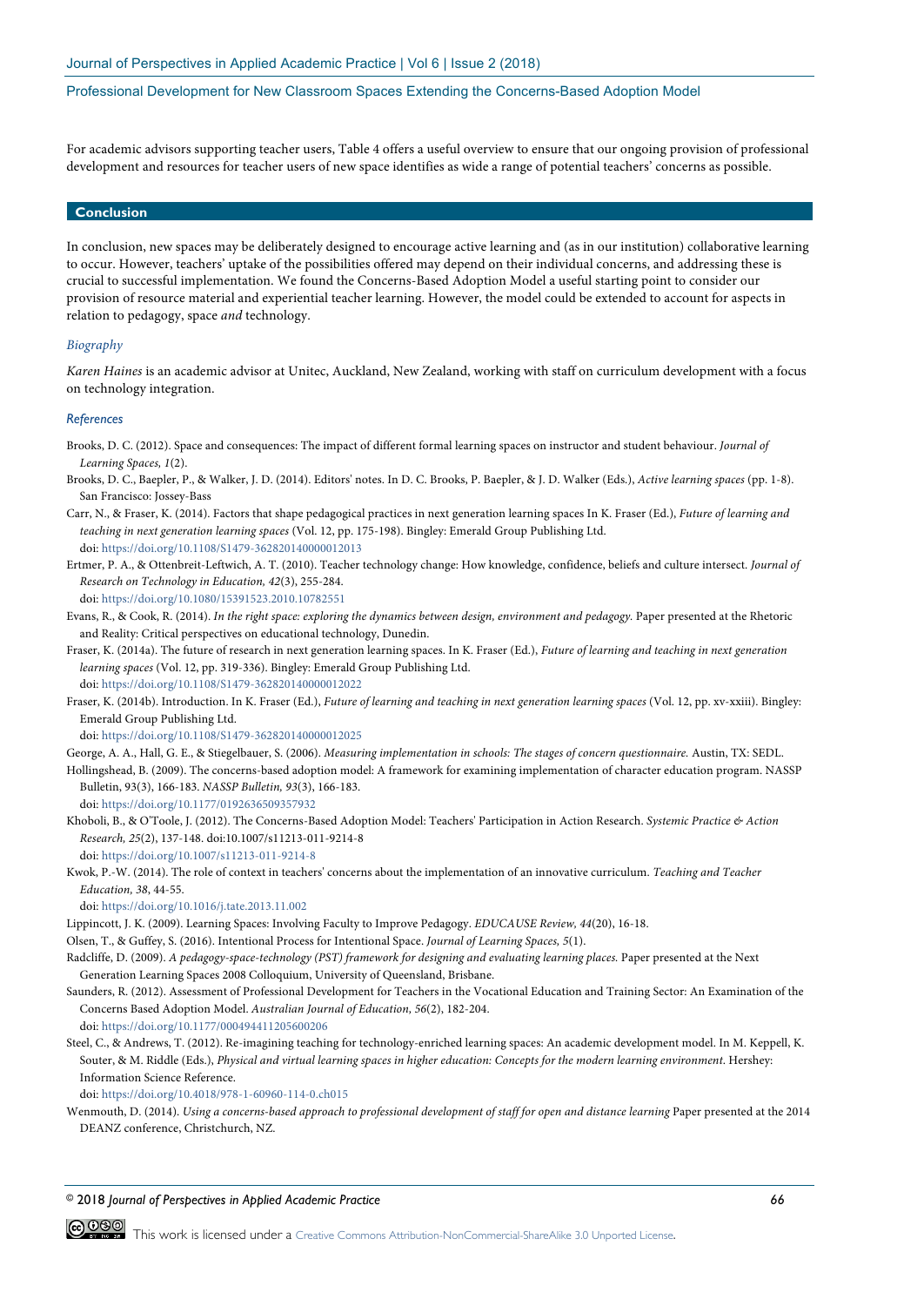For academic advisors supporting teacher users, Table 4 offers a useful overview to ensure that our ongoing provision of professional development and resources for teacher users of new space identifies as wide a range of potential teachers' concerns as possible.

## Conclusion

In conclusion, new spaces may be deliberately designed to encourage active learning and (as in our institution) collaborative learning to occur. However, teachers' uptake of the possibilities offered may depend on their individual concerns, and addressing these is crucial to successful implementation. We found the Concerns-Based Adoption Model a useful starting point to consider our provision of resource material and experiential teacher learning. However, the model could be extended to account for aspects in relation to pedagogy, space *and* technology.

### *Biography*

*Karen Haines* is an academic advisor at Unitec, Auckland, New Zealand, working with staff on curriculum development with a focus on technology integration.

### *References*

Brooks, D. C. (2012). Space and consequences: The impact of different formal learning spaces on instructor and student behaviour. *Journal of Learning Spaces, 1*(2).

Brooks, D. C., Baepler, P., & Walker, J. D. (2014). Editors' notes. In D. C. Brooks, P. Baepler, & J. D. Walker (Eds.), *Active learning spaces* (pp. 1-8). San Francisco: Jossey-Bass

Carr, N., & Fraser, K. (2014). Factors that shape pedagogical practices in next generation learning spaces In K. Fraser (Ed.), *Future of learning and teaching in next generation learning spaces* (Vol. 12, pp. 175-198). Bingley: Emerald Group Publishing Ltd. doi: https://doi.org/10.1108/S1479-362820140000012013

Ertmer, P. A., & Ottenbreit-Leftwich, A. T. (2010). Teacher technology change: How knowledge, confidence, beliefs and culture intersect. *Journal of Research on Technology in Education, 42*(3), 255-284. doi: https://doi.org/10.1080/15391523.2010.10782551

Evans, R., & Cook, R. (2014). *In the right space: exploring the dynamics between design, environment and pedagogy.* Paper presented at the Rhetoric and Reality: Critical perspectives on educational technology, Dunedin.

Fraser, K. (2014a). The future of research in next generation learning spaces. In K. Fraser (Ed.), *Future of learning and teaching in next generation learning spaces* (Vol. 12, pp. 319-336). Bingley: Emerald Group Publishing Ltd. doi: https://doi.org/10.1108/S1479-362820140000012022

Fraser, K. (2014b). Introduction. In K. Fraser (Ed.), *Future of learning and teaching in next generation learning spaces* (Vol. 12, pp. xv-xxiii). Bingley: Emerald Group Publishing Ltd. doi: https://doi.org/10.1108/S1479-362820140000012025

George, A. A., Hall, G. E., & Stiegelbauer, S. (2006). *Measuring implementation in schools: The stages of concern questionnaire.* Austin, TX: SEDL.

Hollingshead, B. (2009). The concerns-based adoption model: A framework for examining implementation of character education program. NASSP Bulletin, 93(3), 166-183. *NASSP Bulletin, 93*(3), 166-183. doi: https://doi.org/10.1177/0192636509357932

Khoboli, B., & O'Toole, J. (2012). The Concerns-Based Adoption Model: Teachers' Participation in Action Research. *Systemic Practice & Action Research, 25*(2), 137-148. doi:10.1007/s11213-011-9214-8 doi: https://doi.org/10.1007/s11213-011-9214-8

Kwok, P.-W. (2014). The role of context in teachers' concerns about the implementation of an innovative curriculum. *Teaching and Teacher Education, 38*, 44-55. doi: https://doi.org/10.1016/j.tate.2013.11.002

Lippincott, J. K. (2009). Learning Spaces: Involving Faculty to Improve Pedagogy. *EDUCAUSE Review, 44*(20), 16-18.

Olsen, T., & Guffey, S. (2016). Intentional Process for Intentional Space. *Journal of Learning Spaces, 5*(1).

Radcliffe, D. (2009). *A pedagogy-space-technology (PST) framework for designing and evaluating learning places.* Paper presented at the Next Generation Learning Spaces 2008 Colloquium, University of Queensland, Brisbane.

Saunders, R. (2012). Assessment of Professional Development for Teachers in the Vocational Education and Training Sector: An Examination of the Concerns Based Adoption Model. *Australian Journal of Education, 56*(2), 182-204. doi: https://doi.org/10.1177/000494411205600206

Steel, C., & Andrews, T. (2012). Re-imagining teaching for technology-enriched learning spaces: An academic development model. In M. Keppell, K. Souter, & M. Riddle (Eds.), *Physical and virtual learning spaces in higher education: Concepts for the modern learning environment.* Hershey: Information Science Reference. doi: https://doi.org/10.4018/978-1-60960-114-0.ch015

Wenmouth, D. (2014). *Using a concerns-based approach to professional development of staff for open and distance learning* Paper presented at the 2014 DEANZ conference, Christchurch, NZ.

This work is licensed under a Creative Commons Attribution-NonCommercial-ShareAlike 3.0 Unported License.